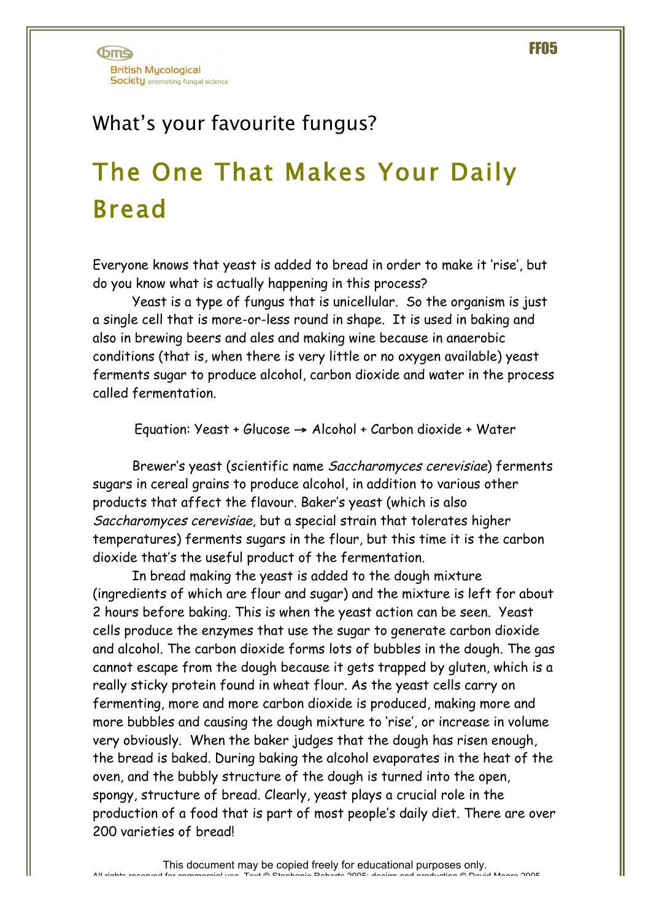What's your favourite fungus?

# The One That Makes Your Daily Bread

Everyone knows that yeast is added to bread in order to make it 'rise', but do you know what is actually happening in this process?

Yeast is a type of fungus that is unicellular. So the organism is just a single cell that is more-or-less round in shape. It is used in baking and also in brewing beers and ales and making wine because in anaerobic conditions (that is, when there is very little or no oxygen available) yeast ferments sugar to produce alcohol, carbon dioxide and water in the process called fermentation.

Equation: Yeast + Glucose → Alcohol + Carbon dioxide + Water

Brewer's yeast (scientific name *Saccharomyces cerevisiae*) ferments sugars in cereal grains to produce alcohol, in addition to various other products that affect the flavour. Baker's yeast (which is also *Saccharomyces cerevisiae*, but a special strain that tolerates higher temperatures) ferments sugars in the flour, but this time it is the carbon dioxide that's the useful product of the fermentation.

In bread making the yeast is added to the dough mixture (ingredients of which are flour and sugar) and the mixture is left for about 2 hours before baking. This is when the yeast action can be seen. Yeast cells produce the enzymes that use the sugar to generate carbon dioxide and alcohol. The carbon dioxide forms lots of bubbles in the dough. The gas cannot escape from the dough because it gets trapped by gluten, which is a really sticky protein found in wheat flour. As the yeast cells carry on fermenting, more and more carbon dioxide is produced, making more and more bubbles and causing the dough mixture to 'rise', or increase in volume very obviously. When the baker judges that the dough has risen enough, the bread is baked. During baking the alcohol evaporates in the heat of the oven, and the bubbly structure of the dough is turned into the open, spongy, structure of bread. Clearly, yeast plays a crucial role in the production of a food that is part of most people's daily diet. There are over 200 varieties of bread!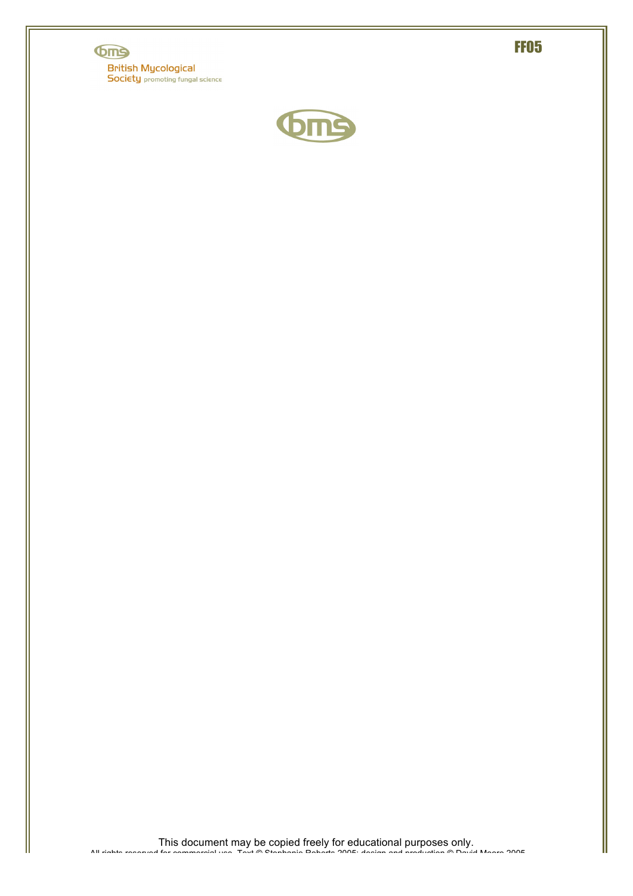This document may be copied freely for educational purposes only.